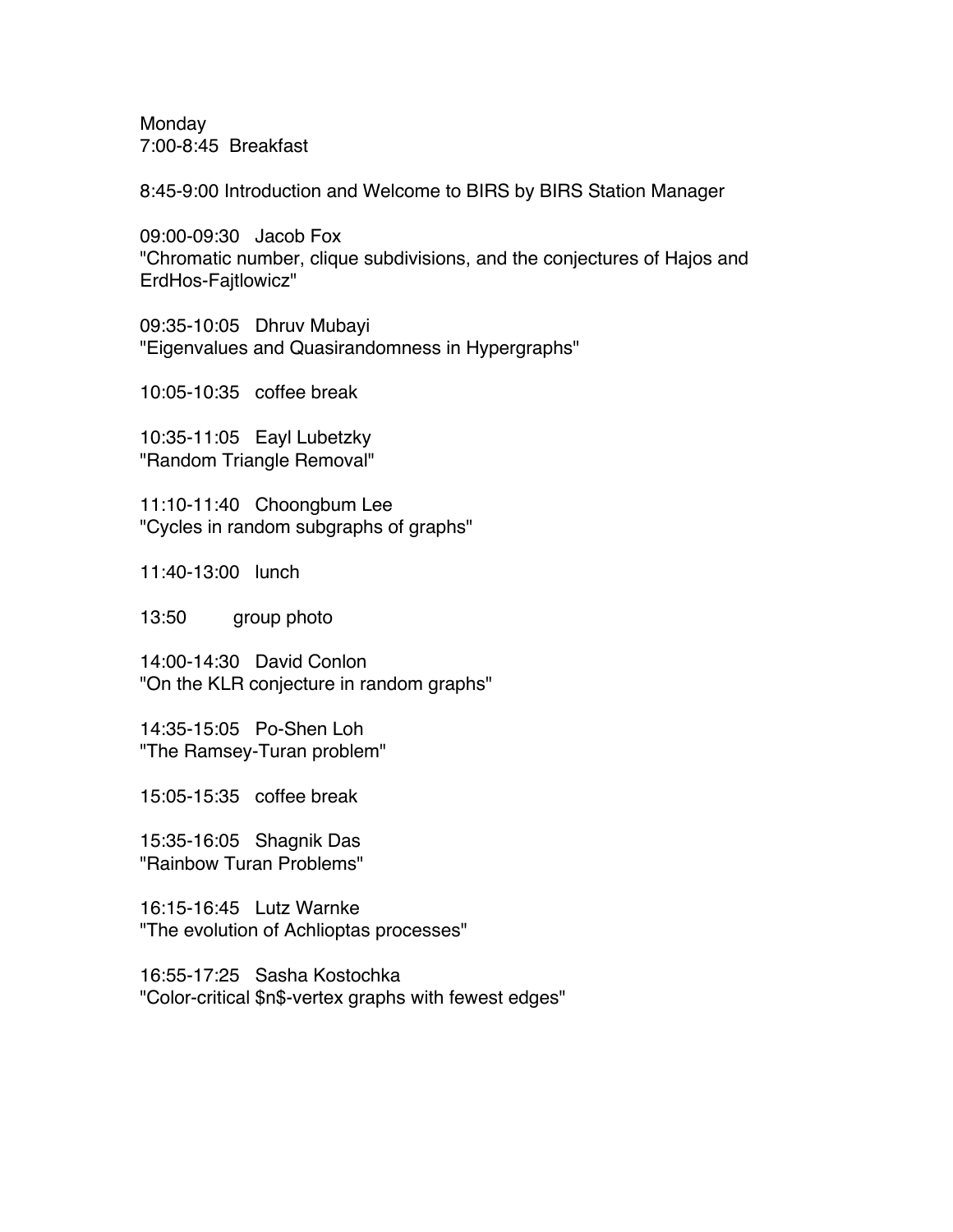Monday
7:00-8:45 Breakfast

8:45-9:00 Introduction and Welcome to BIRS by BIRS Station Manager

09:00-09:30 Jacob Fox
"Chromatic number, clique subdivisions, and the conjectures of Hajos and ErdHos-Fajtlowicz"

09:35-10:05 Dhruv Mubayi
"Eigenvalues and Quasirandomness in Hypergraphs"

10:05-10:35 coffee break

10:35-11:05 Eayl Lubetzky
"Random Triangle Removal"

11:10-11:40 Choongbum Lee
"Cycles in random subgraphs of graphs"

11:40-13:00 lunch

13:50 group photo

14:00-14:30 David Conlon
"On the KLR conjecture in random graphs"

14:35-15:05 Po-Shen Loh
"The Ramsey-Turan problem"

15:05-15:35 coffee break

15:35-16:05 Shagnik Das
"Rainbow Turan Problems"

16:15-16:45 Lutz Warnke
"The evolution of Achlioptas processes"

16:55-17:25 Sasha Kostochka
"Color-critical $n$-vertex graphs with fewest edges"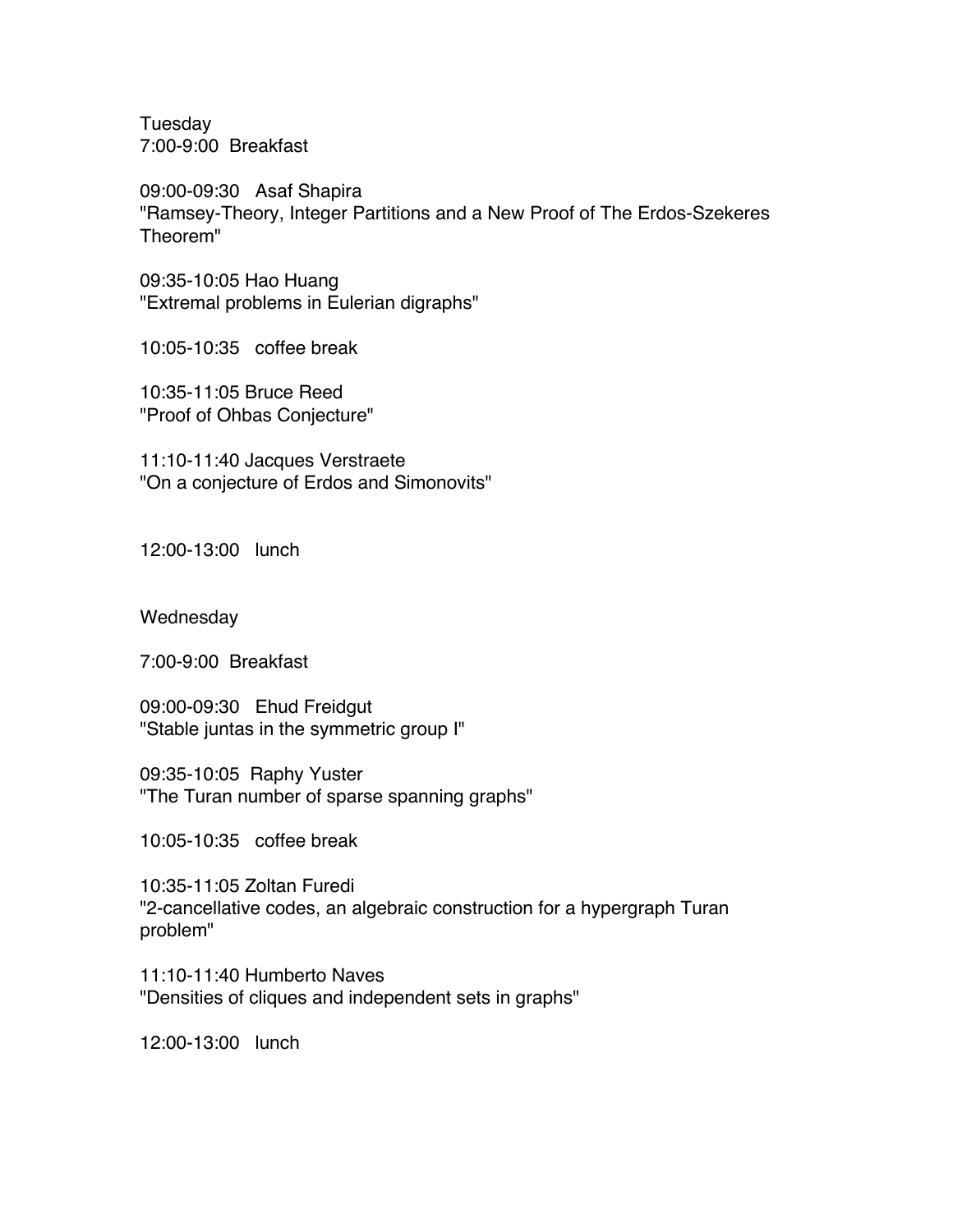Tuesday

7:00-9:00  Breakfast

09:00-09:30   Asaf Shapira
"Ramsey-Theory, Integer Partitions and a New Proof of The Erdos-Szekeres Theorem"

09:35-10:05 Hao Huang
"Extremal problems in Eulerian digraphs"

10:05-10:35   coffee break

10:35-11:05 Bruce Reed
"Proof of Ohbas Conjecture"

11:10-11:40 Jacques Verstraete
"On a conjecture of Erdos and Simonovits"

12:00-13:00   lunch

Wednesday

7:00-9:00  Breakfast

09:00-09:30   Ehud Freidgut
"Stable juntas in the symmetric group I"

09:35-10:05  Raphy Yuster
"The Turan number of sparse spanning graphs"

10:05-10:35   coffee break

10:35-11:05 Zoltan Furedi
"2-cancellative codes, an algebraic construction for a hypergraph Turan problem"

11:10-11:40 Humberto Naves
"Densities of cliques and independent sets in graphs"

12:00-13:00   lunch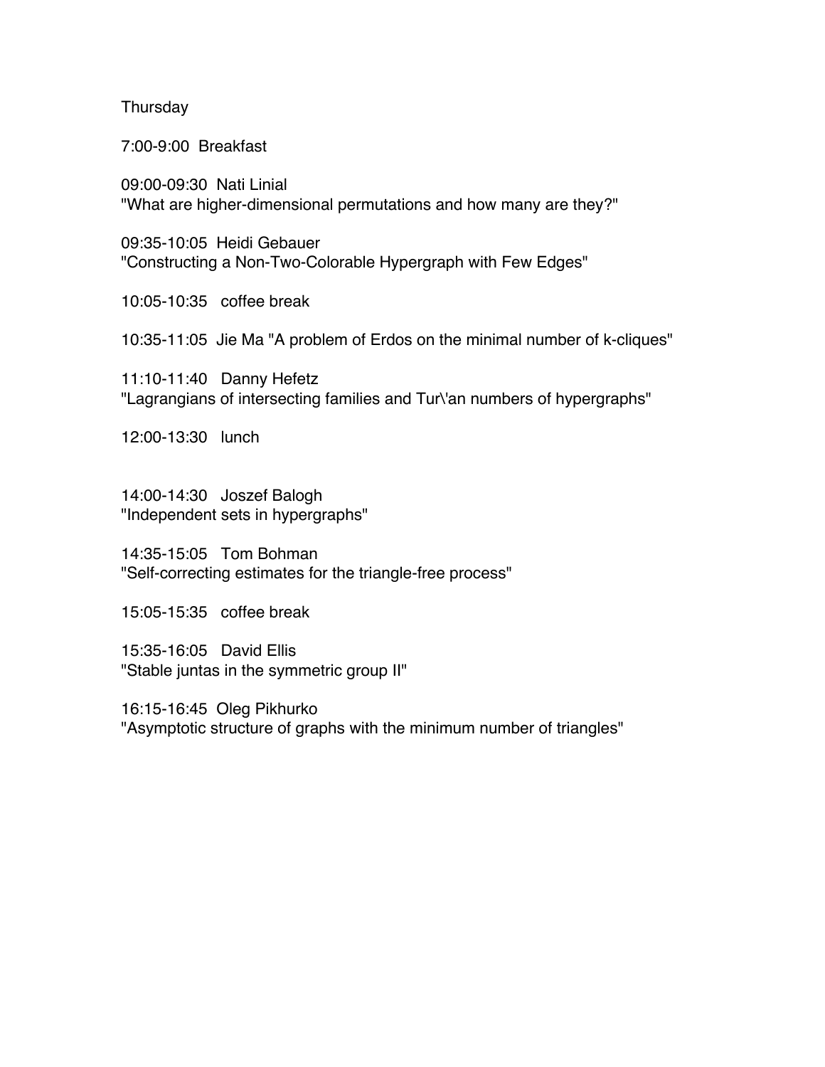Thursday

7:00-9:00 Breakfast

09:00-09:30 Nati Linial
"What are higher-dimensional permutations and how many are they?"

09:35-10:05 Heidi Gebauer
"Constructing a Non-Two-Colorable Hypergraph with Few Edges"

10:05-10:35 coffee break

10:35-11:05 Jie Ma "A problem of Erdos on the minimal number of k-cliques"

11:10-11:40 Danny Hefetz
"Lagrangians of intersecting families and Tur\'an numbers of hypergraphs"

12:00-13:30 lunch

14:00-14:30 Joszef Balogh
"Independent sets in hypergraphs"

14:35-15:05 Tom Bohman
"Self-correcting estimates for the triangle-free process"

15:05-15:35 coffee break

15:35-16:05 David Ellis
"Stable juntas in the symmetric group II"

16:15-16:45 Oleg Pikhurko
"Asymptotic structure of graphs with the minimum number of triangles"